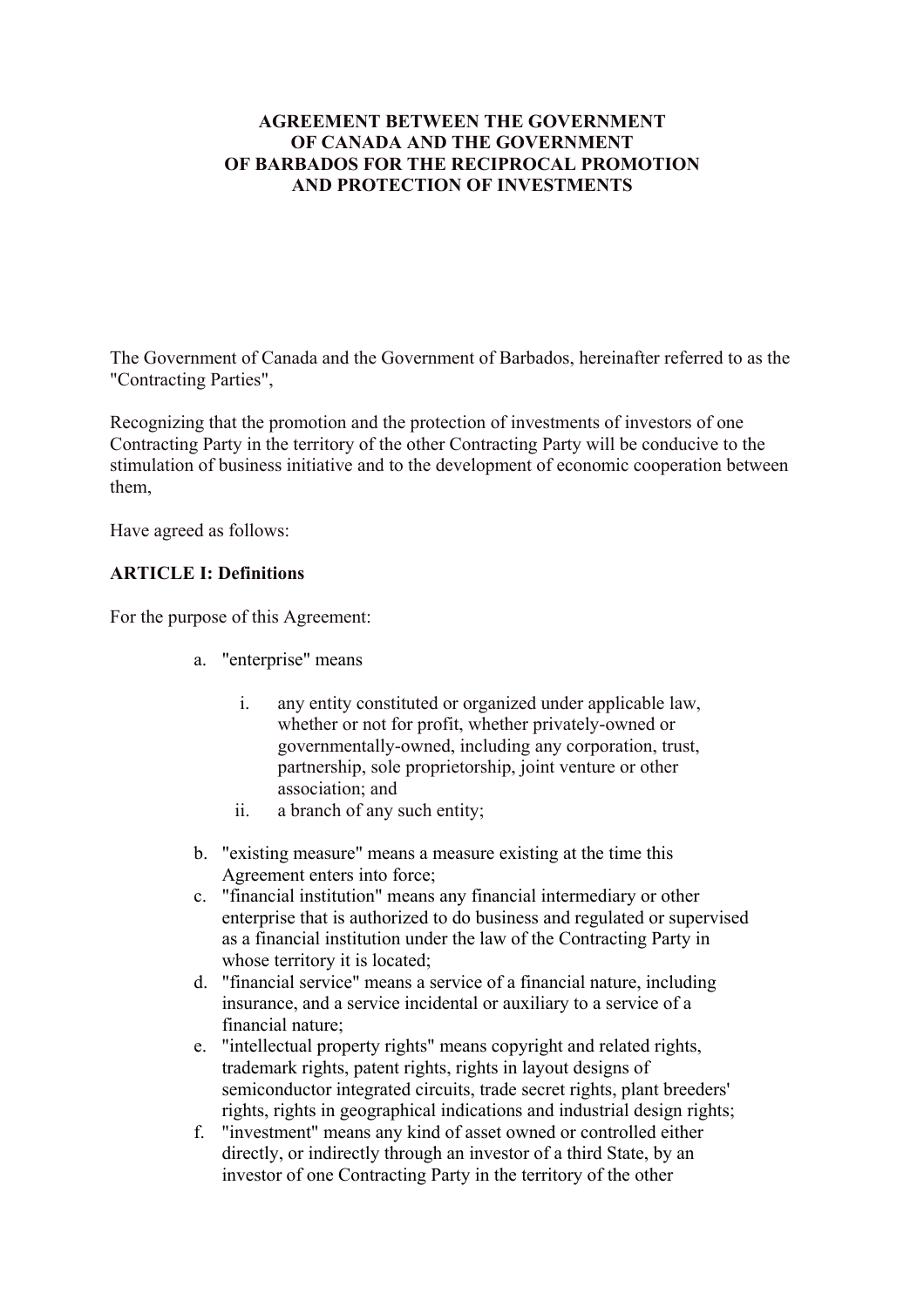# AGREEMENT BETWEEN THE GOVERNMENT OF CANADA AND THE GOVERNMENT OF BARBADOS FOR THE RECIPROCAL PROMOTION AND PROTECTION OF INVESTMENTS

The Government of Canada and the Government of Barbados, hereinafter referred to as the "Contracting Parties",

Recognizing that the promotion and the protection of investments of investors of one Contracting Party in the territory of the other Contracting Party will be conducive to the stimulation of business initiative and to the development of economic cooperation between them,

Have agreed as follows:

## ARTICLE I: Definitions

For the purpose of this Agreement:

a. "enterprise" means

   i. any entity constituted or organized under applicable law, whether or not for profit, whether privately-owned or governmentally-owned, including any corporation, trust, partnership, sole proprietorship, joint venture or other association; and

   ii. a branch of any such entity;

b. "existing measure" means a measure existing at the time this Agreement enters into force;

c. "financial institution" means any financial intermediary or other enterprise that is authorized to do business and regulated or supervised as a financial institution under the law of the Contracting Party in whose territory it is located;

d. "financial service" means a service of a financial nature, including insurance, and a service incidental or auxiliary to a service of a financial nature;

e. "intellectual property rights" means copyright and related rights, trademark rights, patent rights, rights in layout designs of semiconductor integrated circuits, trade secret rights, plant breeders' rights, rights in geographical indications and industrial design rights;

f. "investment" means any kind of asset owned or controlled either directly, or indirectly through an investor of a third State, by an investor of one Contracting Party in the territory of the other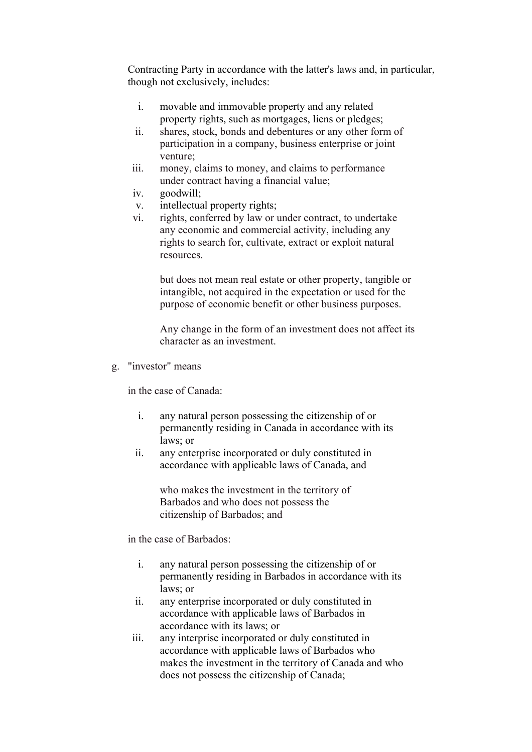Contracting Party in accordance with the latter's laws and, in particular, though not exclusively, includes:

i. movable and immovable property and any related property rights, such as mortgages, liens or pledges;
ii. shares, stock, bonds and debentures or any other form of participation in a company, business enterprise or joint venture;
iii. money, claims to money, and claims to performance under contract having a financial value;
iv. goodwill;
v. intellectual property rights;
vi. rights, conferred by law or under contract, to undertake any economic and commercial activity, including any rights to search for, cultivate, extract or exploit natural resources.

but does not mean real estate or other property, tangible or intangible, not acquired in the expectation or used for the purpose of economic benefit or other business purposes.

Any change in the form of an investment does not affect its character as an investment.

g. "investor" means

in the case of Canada:

i. any natural person possessing the citizenship of or permanently residing in Canada in accordance with its laws; or
ii. any enterprise incorporated or duly constituted in accordance with applicable laws of Canada, and

who makes the investment in the territory of Barbados and who does not possess the citizenship of Barbados; and

in the case of Barbados:

i. any natural person possessing the citizenship of or permanently residing in Barbados in accordance with its laws; or
ii. any enterprise incorporated or duly constituted in accordance with applicable laws of Barbados in accordance with its laws; or
iii. any interprise incorporated or duly constituted in accordance with applicable laws of Barbados who makes the investment in the territory of Canada and who does not possess the citizenship of Canada;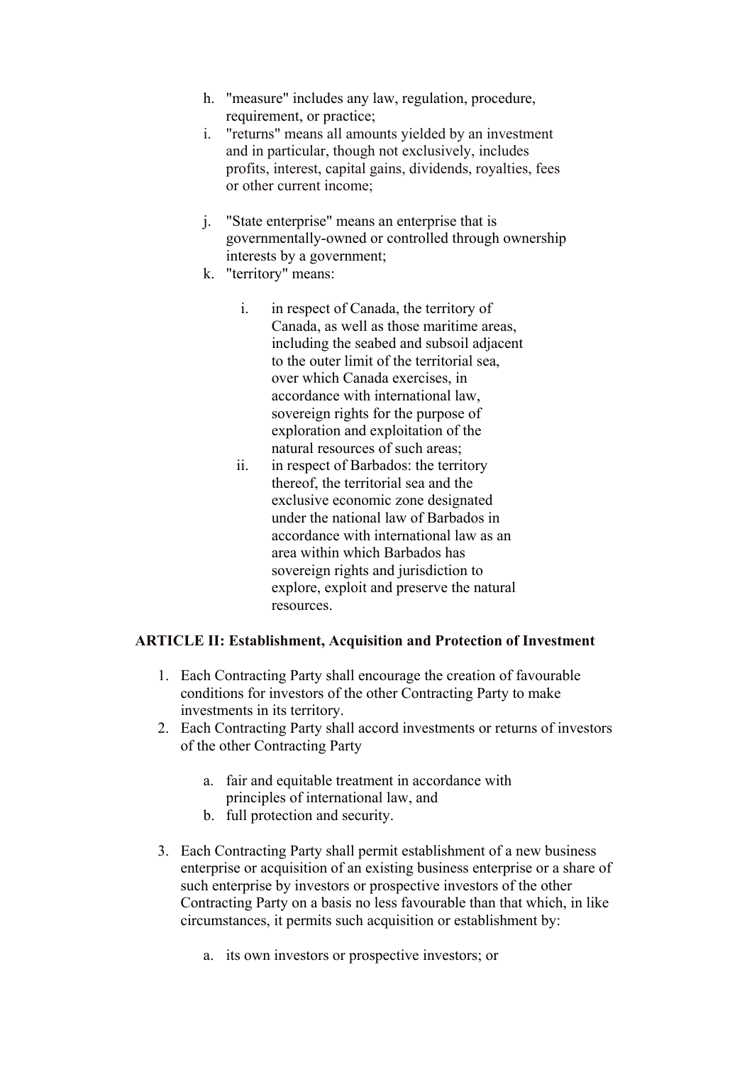h. "measure" includes any law, regulation, procedure, requirement, or practice;
i. "returns" means all amounts yielded by an investment and in particular, though not exclusively, includes profits, interest, capital gains, dividends, royalties, fees or other current income;

j. "State enterprise" means an enterprise that is governmentally-owned or controlled through ownership interests by a government;
k. "territory" means:

    i. in respect of Canada, the territory of Canada, as well as those maritime areas, including the seabed and subsoil adjacent to the outer limit of the territorial sea, over which Canada exercises, in accordance with international law, sovereign rights for the purpose of exploration and exploitation of the natural resources of such areas;
    ii. in respect of Barbados: the territory thereof, the territorial sea and the exclusive economic zone designated under the national law of Barbados in accordance with international law as an area within which Barbados has sovereign rights and jurisdiction to explore, exploit and preserve the natural resources.

**ARTICLE II: Establishment, Acquisition and Protection of Investment**

1. Each Contracting Party shall encourage the creation of favourable conditions for investors of the other Contracting Party to make investments in its territory.
2. Each Contracting Party shall accord investments or returns of investors of the other Contracting Party

    a. fair and equitable treatment in accordance with principles of international law, and
    b. full protection and security.

3. Each Contracting Party shall permit establishment of a new business enterprise or acquisition of an existing business enterprise or a share of such enterprise by investors or prospective investors of the other Contracting Party on a basis no less favourable than that which, in like circumstances, it permits such acquisition or establishment by:

    a. its own investors or prospective investors; or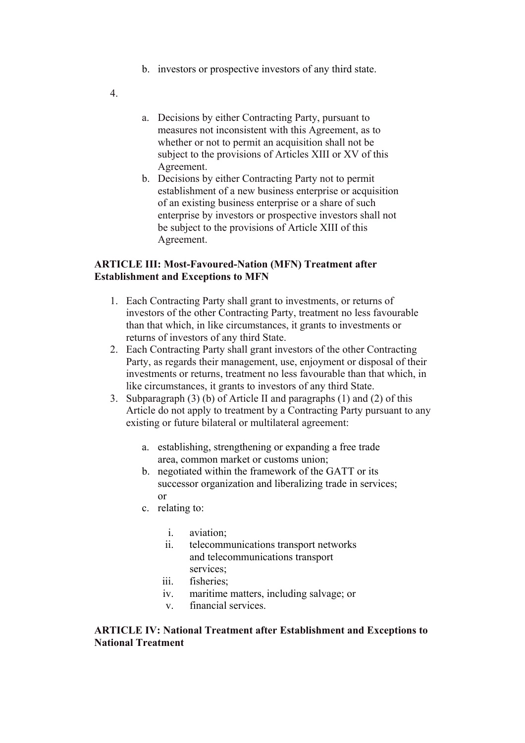b. investors or prospective investors of any third state.

4.
   a. Decisions by either Contracting Party, pursuant to measures not inconsistent with this Agreement, as to whether or not to permit an acquisition shall not be subject to the provisions of Articles XIII or XV of this Agreement.
   b. Decisions by either Contracting Party not to permit establishment of a new business enterprise or acquisition of an existing business enterprise or a share of such enterprise by investors or prospective investors shall not be subject to the provisions of Article XIII of this Agreement.

**ARTICLE III: Most-Favoured-Nation (MFN) Treatment after Establishment and Exceptions to MFN**

1. Each Contracting Party shall grant to investments, or returns of investors of the other Contracting Party, treatment no less favourable than that which, in like circumstances, it grants to investments or returns of investors of any third State.
2. Each Contracting Party shall grant investors of the other Contracting Party, as regards their management, use, enjoyment or disposal of their investments or returns, treatment no less favourable than that which, in like circumstances, it grants to investors of any third State.
3. Subparagraph (3) (b) of Article II and paragraphs (1) and (2) of this Article do not apply to treatment by a Contracting Party pursuant to any existing or future bilateral or multilateral agreement:
   a. establishing, strengthening or expanding a free trade area, common market or customs union;
   b. negotiated within the framework of the GATT or its successor organization and liberalizing trade in services; or
   c. relating to:
      i. aviation;
      ii. telecommunications transport networks and telecommunications transport services;
      iii. fisheries;
      iv. maritime matters, including salvage; or
      v. financial services.

**ARTICLE IV: National Treatment after Establishment and Exceptions to National Treatment**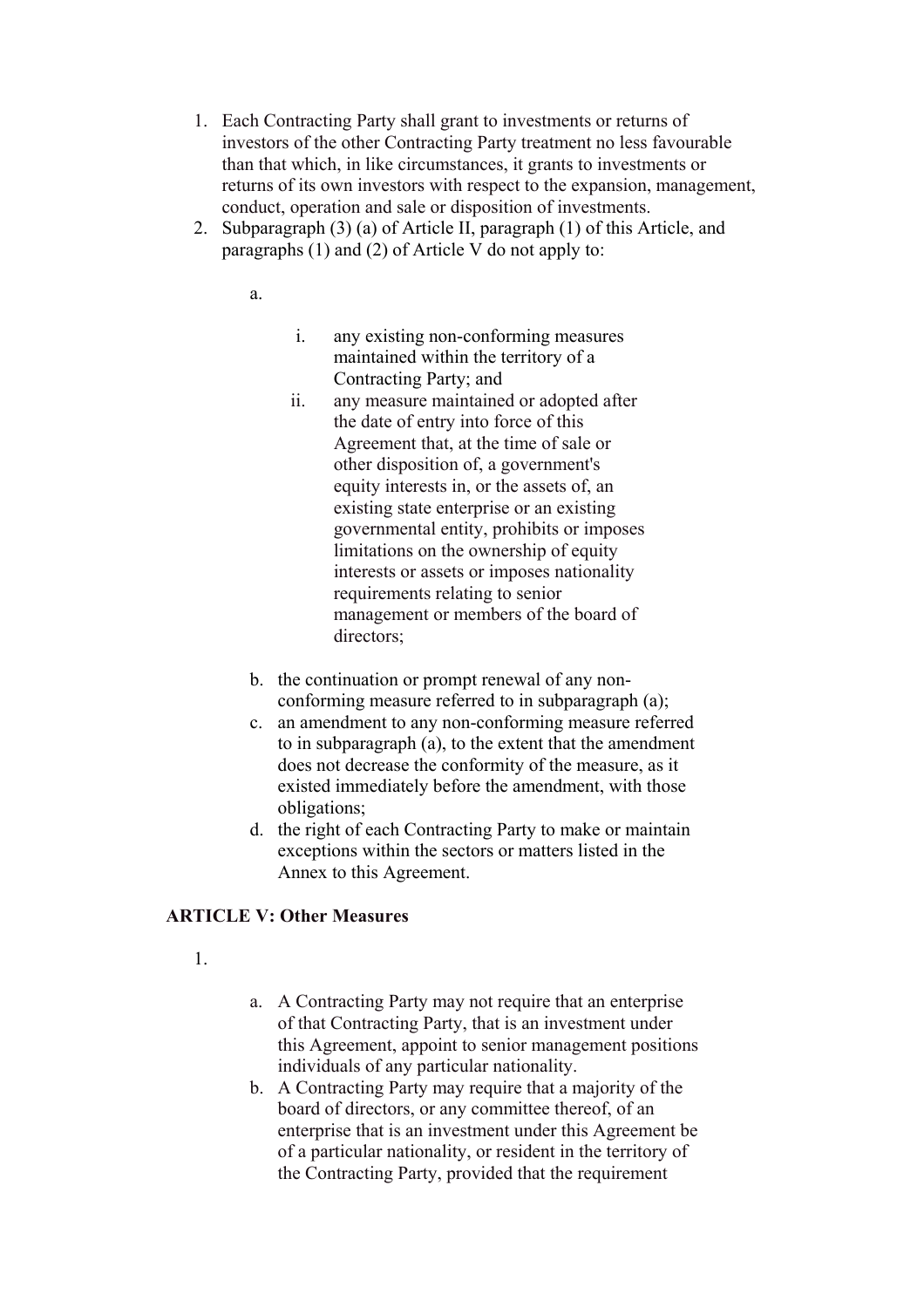1. Each Contracting Party shall grant to investments or returns of investors of the other Contracting Party treatment no less favourable than that which, in like circumstances, it grants to investments or returns of its own investors with respect to the expansion, management, conduct, operation and sale or disposition of investments.
2. Subparagraph (3) (a) of Article II, paragraph (1) of this Article, and paragraphs (1) and (2) of Article V do not apply to:

   a.

      i. any existing non-conforming measures maintained within the territory of a Contracting Party; and
      ii. any measure maintained or adopted after the date of entry into force of this Agreement that, at the time of sale or other disposition of, a government's equity interests in, or the assets of, an existing state enterprise or an existing governmental entity, prohibits or imposes limitations on the ownership of equity interests or assets or imposes nationality requirements relating to senior management or members of the board of directors;

   b. the continuation or prompt renewal of any non-conforming measure referred to in subparagraph (a);
   c. an amendment to any non-conforming measure referred to in subparagraph (a), to the extent that the amendment does not decrease the conformity of the measure, as it existed immediately before the amendment, with those obligations;
   d. the right of each Contracting Party to make or maintain exceptions within the sectors or matters listed in the Annex to this Agreement.

**ARTICLE V: Other Measures**

1.

   a. A Contracting Party may not require that an enterprise of that Contracting Party, that is an investment under this Agreement, appoint to senior management positions individuals of any particular nationality.
   b. A Contracting Party may require that a majority of the board of directors, or any committee thereof, of an enterprise that is an investment under this Agreement be of a particular nationality, or resident in the territory of the Contracting Party, provided that the requirement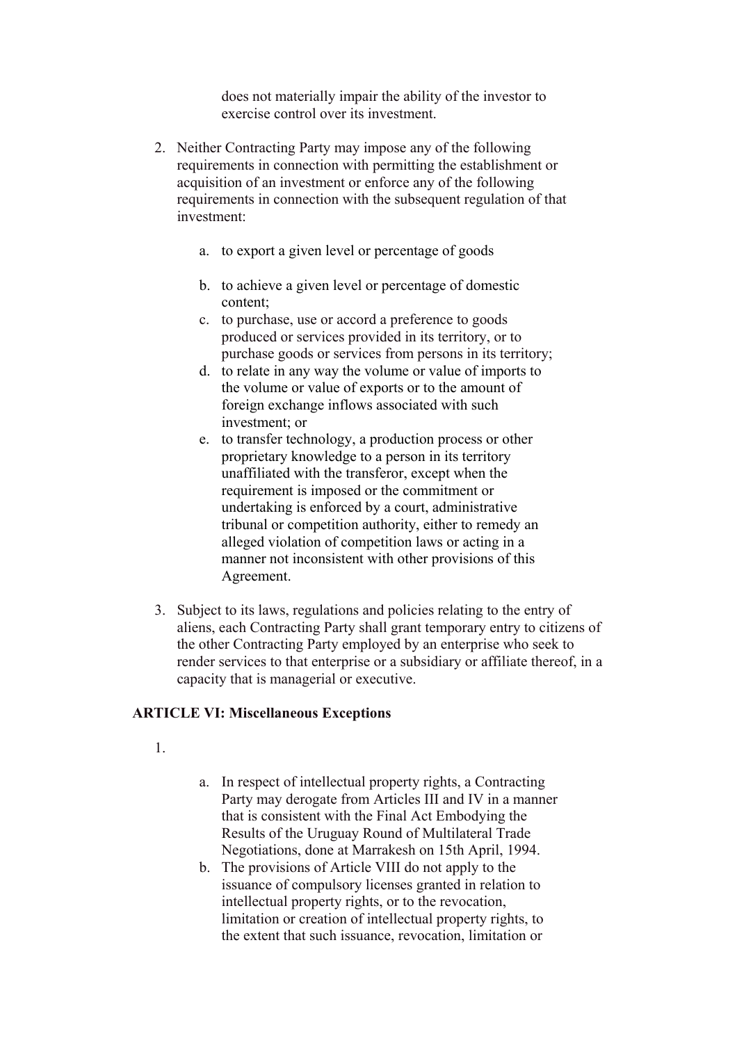does not materially impair the ability of the investor to exercise control over its investment.

2. Neither Contracting Party may impose any of the following requirements in connection with permitting the establishment or acquisition of an investment or enforce any of the following requirements in connection with the subsequent regulation of that investment:

    a. to export a given level or percentage of goods

    b. to achieve a given level or percentage of domestic content;
    c. to purchase, use or accord a preference to goods produced or services provided in its territory, or to purchase goods or services from persons in its territory;
    d. to relate in any way the volume or value of imports to the volume or value of exports or to the amount of foreign exchange inflows associated with such investment; or
    e. to transfer technology, a production process or other proprietary knowledge to a person in its territory unaffiliated with the transferor, except when the requirement is imposed or the commitment or undertaking is enforced by a court, administrative tribunal or competition authority, either to remedy an alleged violation of competition laws or acting in a manner not inconsistent with other provisions of this Agreement.

3. Subject to its laws, regulations and policies relating to the entry of aliens, each Contracting Party shall grant temporary entry to citizens of the other Contracting Party employed by an enterprise who seek to render services to that enterprise or a subsidiary or affiliate thereof, in a capacity that is managerial or executive.

**ARTICLE VI: Miscellaneous Exceptions**

1.

    a. In respect of intellectual property rights, a Contracting Party may derogate from Articles III and IV in a manner that is consistent with the Final Act Embodying the Results of the Uruguay Round of Multilateral Trade Negotiations, done at Marrakesh on 15th April, 1994.
    b. The provisions of Article VIII do not apply to the issuance of compulsory licenses granted in relation to intellectual property rights, or to the revocation, limitation or creation of intellectual property rights, to the extent that such issuance, revocation, limitation or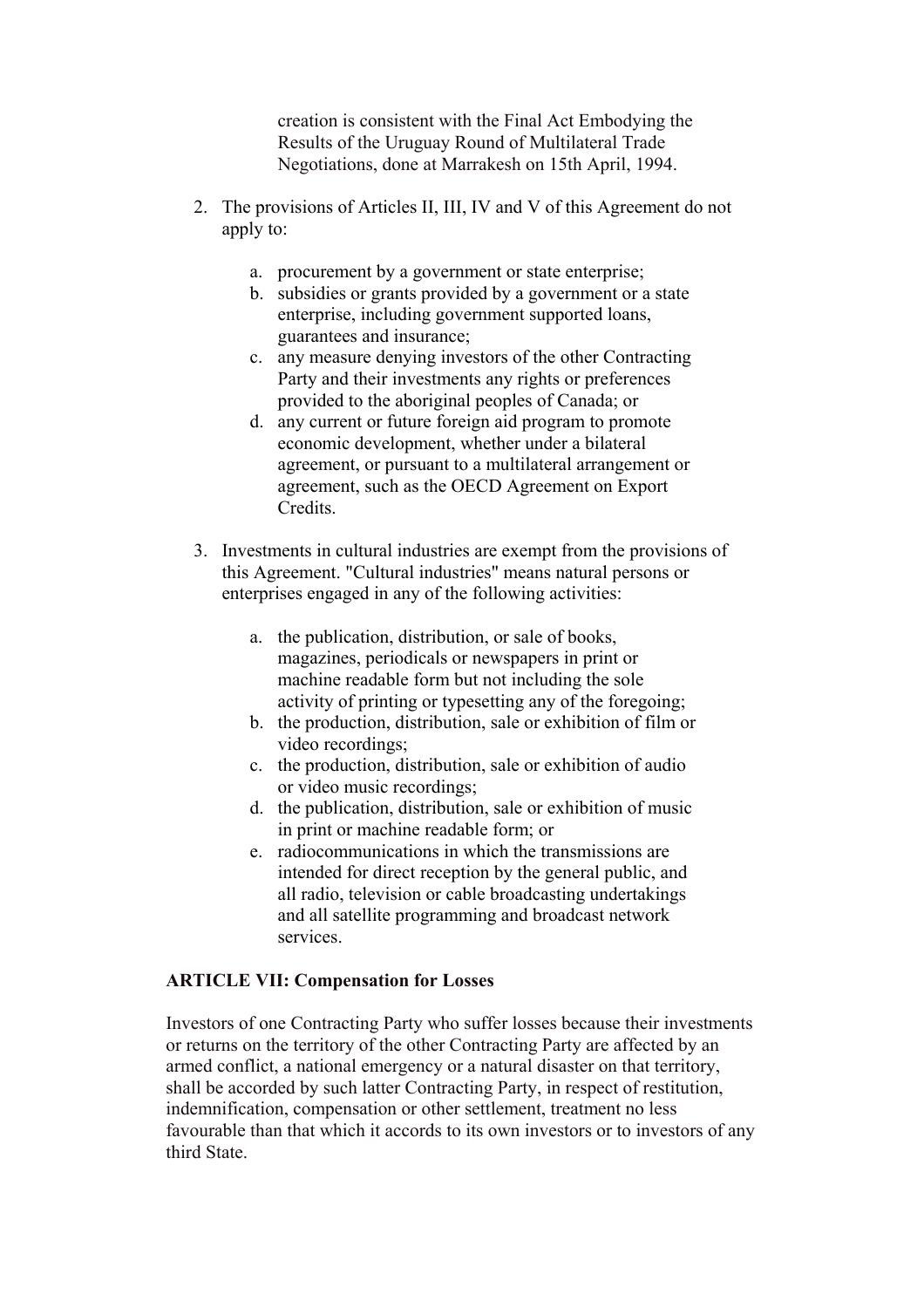creation is consistent with the Final Act Embodying the Results of the Uruguay Round of Multilateral Trade Negotiations, done at Marrakesh on 15th April, 1994.

2. The provisions of Articles II, III, IV and V of this Agreement do not apply to:

    a. procurement by a government or state enterprise;
    b. subsidies or grants provided by a government or a state enterprise, including government supported loans, guarantees and insurance;
    c. any measure denying investors of the other Contracting Party and their investments any rights or preferences provided to the aboriginal peoples of Canada; or
    d. any current or future foreign aid program to promote economic development, whether under a bilateral agreement, or pursuant to a multilateral arrangement or agreement, such as the OECD Agreement on Export Credits.

3. Investments in cultural industries are exempt from the provisions of this Agreement. "Cultural industries" means natural persons or enterprises engaged in any of the following activities:

    a. the publication, distribution, or sale of books, magazines, periodicals or newspapers in print or machine readable form but not including the sole activity of printing or typesetting any of the foregoing;
    b. the production, distribution, sale or exhibition of film or video recordings;
    c. the production, distribution, sale or exhibition of audio or video music recordings;
    d. the publication, distribution, sale or exhibition of music in print or machine readable form; or
    e. radiocommunications in which the transmissions are intended for direct reception by the general public, and all radio, television or cable broadcasting undertakings and all satellite programming and broadcast network services.

**ARTICLE VII: Compensation for Losses**

Investors of one Contracting Party who suffer losses because their investments or returns on the territory of the other Contracting Party are affected by an armed conflict, a national emergency or a natural disaster on that territory, shall be accorded by such latter Contracting Party, in respect of restitution, indemnification, compensation or other settlement, treatment no less favourable than that which it accords to its own investors or to investors of any third State.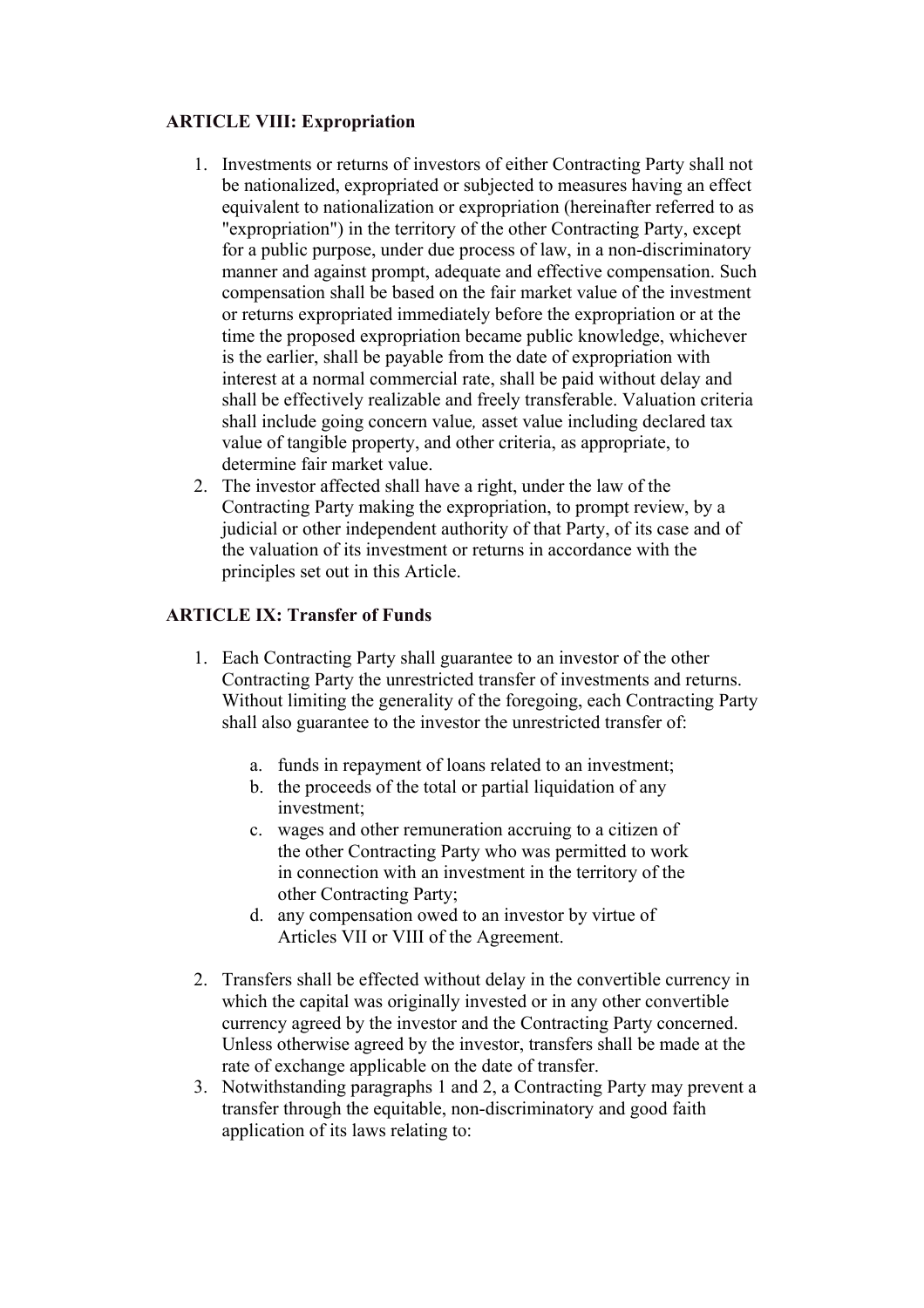**ARTICLE VIII: Expropriation**

1. Investments or returns of investors of either Contracting Party shall not be nationalized, expropriated or subjected to measures having an effect equivalent to nationalization or expropriation (hereinafter referred to as "expropriation") in the territory of the other Contracting Party, except for a public purpose, under due process of law, in a non-discriminatory manner and against prompt, adequate and effective compensation. Such compensation shall be based on the fair market value of the investment or returns expropriated immediately before the expropriation or at the time the proposed expropriation became public knowledge, whichever is the earlier, shall be payable from the date of expropriation with interest at a normal commercial rate, shall be paid without delay and shall be effectively realizable and freely transferable. Valuation criteria shall include going concern value, asset value including declared tax value of tangible property, and other criteria, as appropriate, to determine fair market value.
2. The investor affected shall have a right, under the law of the Contracting Party making the expropriation, to prompt review, by a judicial or other independent authority of that Party, of its case and of the valuation of its investment or returns in accordance with the principles set out in this Article.

**ARTICLE IX: Transfer of Funds**

1. Each Contracting Party shall guarantee to an investor of the other Contracting Party the unrestricted transfer of investments and returns. Without limiting the generality of the foregoing, each Contracting Party shall also guarantee to the investor the unrestricted transfer of:

    a. funds in repayment of loans related to an investment;
    b. the proceeds of the total or partial liquidation of any investment;
    c. wages and other remuneration accruing to a citizen of the other Contracting Party who was permitted to work in connection with an investment in the territory of the other Contracting Party;
    d. any compensation owed to an investor by virtue of Articles VII or VIII of the Agreement.

2. Transfers shall be effected without delay in the convertible currency in which the capital was originally invested or in any other convertible currency agreed by the investor and the Contracting Party concerned. Unless otherwise agreed by the investor, transfers shall be made at the rate of exchange applicable on the date of transfer.
3. Notwithstanding paragraphs 1 and 2, a Contracting Party may prevent a transfer through the equitable, non-discriminatory and good faith application of its laws relating to: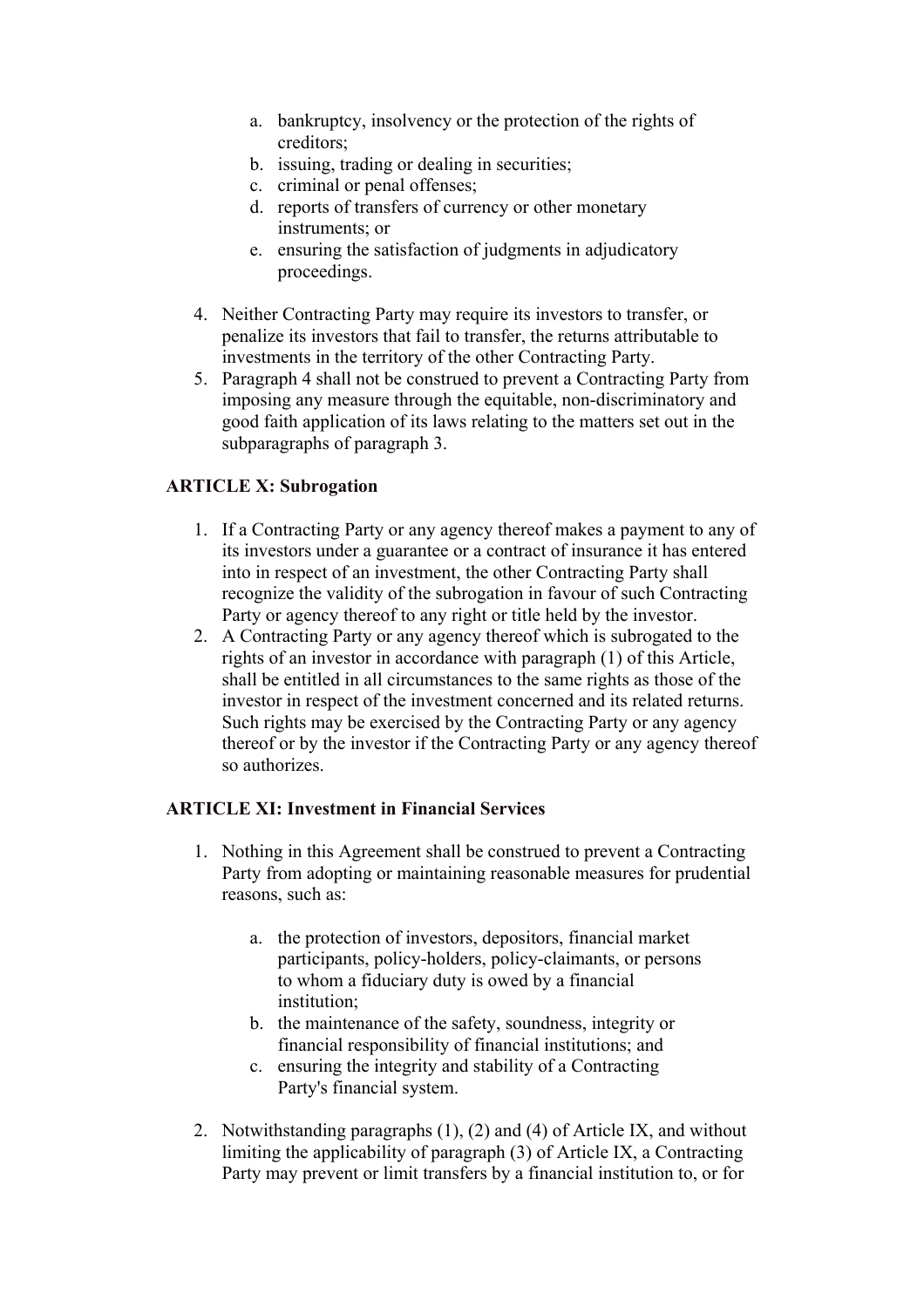a. bankruptcy, insolvency or the protection of the rights of creditors;
   b. issuing, trading or dealing in securities;
   c. criminal or penal offenses;
   d. reports of transfers of currency or other monetary instruments; or
   e. ensuring the satisfaction of judgments in adjudicatory proceedings.

4. Neither Contracting Party may require its investors to transfer, or penalize its investors that fail to transfer, the returns attributable to investments in the territory of the other Contracting Party.
5. Paragraph 4 shall not be construed to prevent a Contracting Party from imposing any measure through the equitable, non-discriminatory and good faith application of its laws relating to the matters set out in the subparagraphs of paragraph 3.

**ARTICLE X: Subrogation**

1. If a Contracting Party or any agency thereof makes a payment to any of its investors under a guarantee or a contract of insurance it has entered into in respect of an investment, the other Contracting Party shall recognize the validity of the subrogation in favour of such Contracting Party or agency thereof to any right or title held by the investor.
2. A Contracting Party or any agency thereof which is subrogated to the rights of an investor in accordance with paragraph (1) of this Article, shall be entitled in all circumstances to the same rights as those of the investor in respect of the investment concerned and its related returns. Such rights may be exercised by the Contracting Party or any agency thereof or by the investor if the Contracting Party or any agency thereof so authorizes.

**ARTICLE XI: Investment in Financial Services**

1. Nothing in this Agreement shall be construed to prevent a Contracting Party from adopting or maintaining reasonable measures for prudential reasons, such as:

   a. the protection of investors, depositors, financial market participants, policy-holders, policy-claimants, or persons to whom a fiduciary duty is owed by a financial institution;
   b. the maintenance of the safety, soundness, integrity or financial responsibility of financial institutions; and
   c. ensuring the integrity and stability of a Contracting Party's financial system.

2. Notwithstanding paragraphs (1), (2) and (4) of Article IX, and without limiting the applicability of paragraph (3) of Article IX, a Contracting Party may prevent or limit transfers by a financial institution to, or for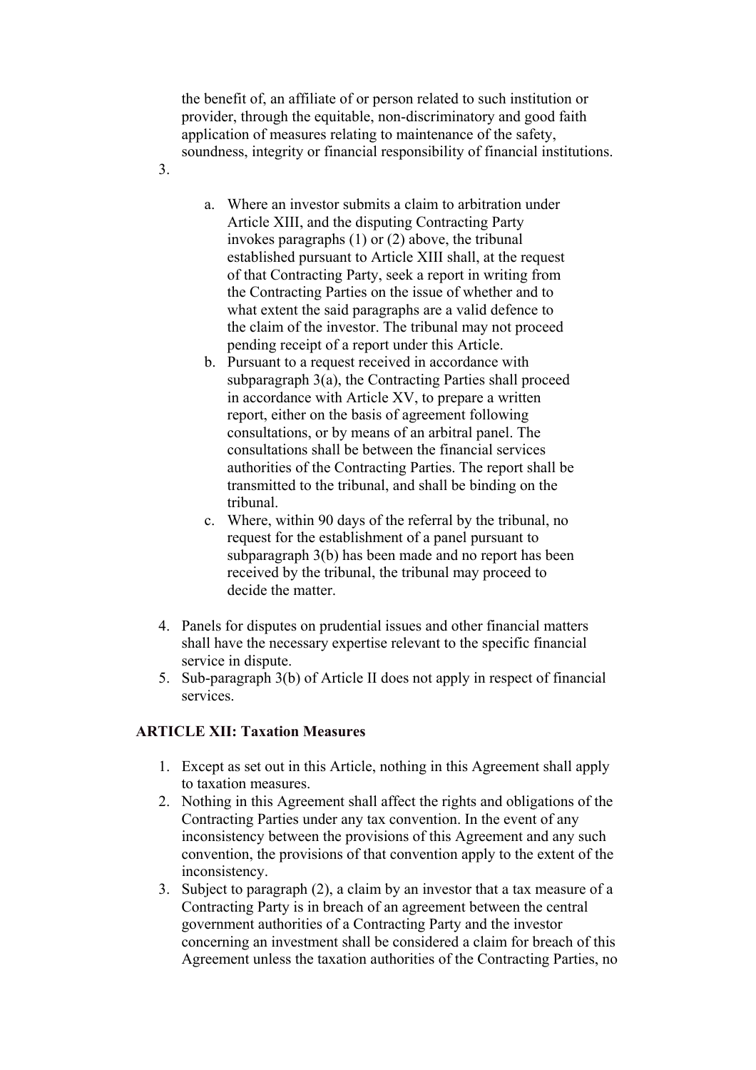the benefit of, an affiliate of or person related to such institution or provider, through the equitable, non-discriminatory and good faith application of measures relating to maintenance of the safety, soundness, integrity or financial responsibility of financial institutions.

3.

   a. Where an investor submits a claim to arbitration under Article XIII, and the disputing Contracting Party invokes paragraphs (1) or (2) above, the tribunal established pursuant to Article XIII shall, at the request of that Contracting Party, seek a report in writing from the Contracting Parties on the issue of whether and to what extent the said paragraphs are a valid defence to the claim of the investor. The tribunal may not proceed pending receipt of a report under this Article.
   b. Pursuant to a request received in accordance with subparagraph 3(a), the Contracting Parties shall proceed in accordance with Article XV, to prepare a written report, either on the basis of agreement following consultations, or by means of an arbitral panel. The consultations shall be between the financial services authorities of the Contracting Parties. The report shall be transmitted to the tribunal, and shall be binding on the tribunal.
   c. Where, within 90 days of the referral by the tribunal, no request for the establishment of a panel pursuant to subparagraph 3(b) has been made and no report has been received by the tribunal, the tribunal may proceed to decide the matter.

4. Panels for disputes on prudential issues and other financial matters shall have the necessary expertise relevant to the specific financial service in dispute.
5. Sub-paragraph 3(b) of Article II does not apply in respect of financial services.

**ARTICLE XII: Taxation Measures**

1. Except as set out in this Article, nothing in this Agreement shall apply to taxation measures.
2. Nothing in this Agreement shall affect the rights and obligations of the Contracting Parties under any tax convention. In the event of any inconsistency between the provisions of this Agreement and any such convention, the provisions of that convention apply to the extent of the inconsistency.
3. Subject to paragraph (2), a claim by an investor that a tax measure of a Contracting Party is in breach of an agreement between the central government authorities of a Contracting Party and the investor concerning an investment shall be considered a claim for breach of this Agreement unless the taxation authorities of the Contracting Parties, no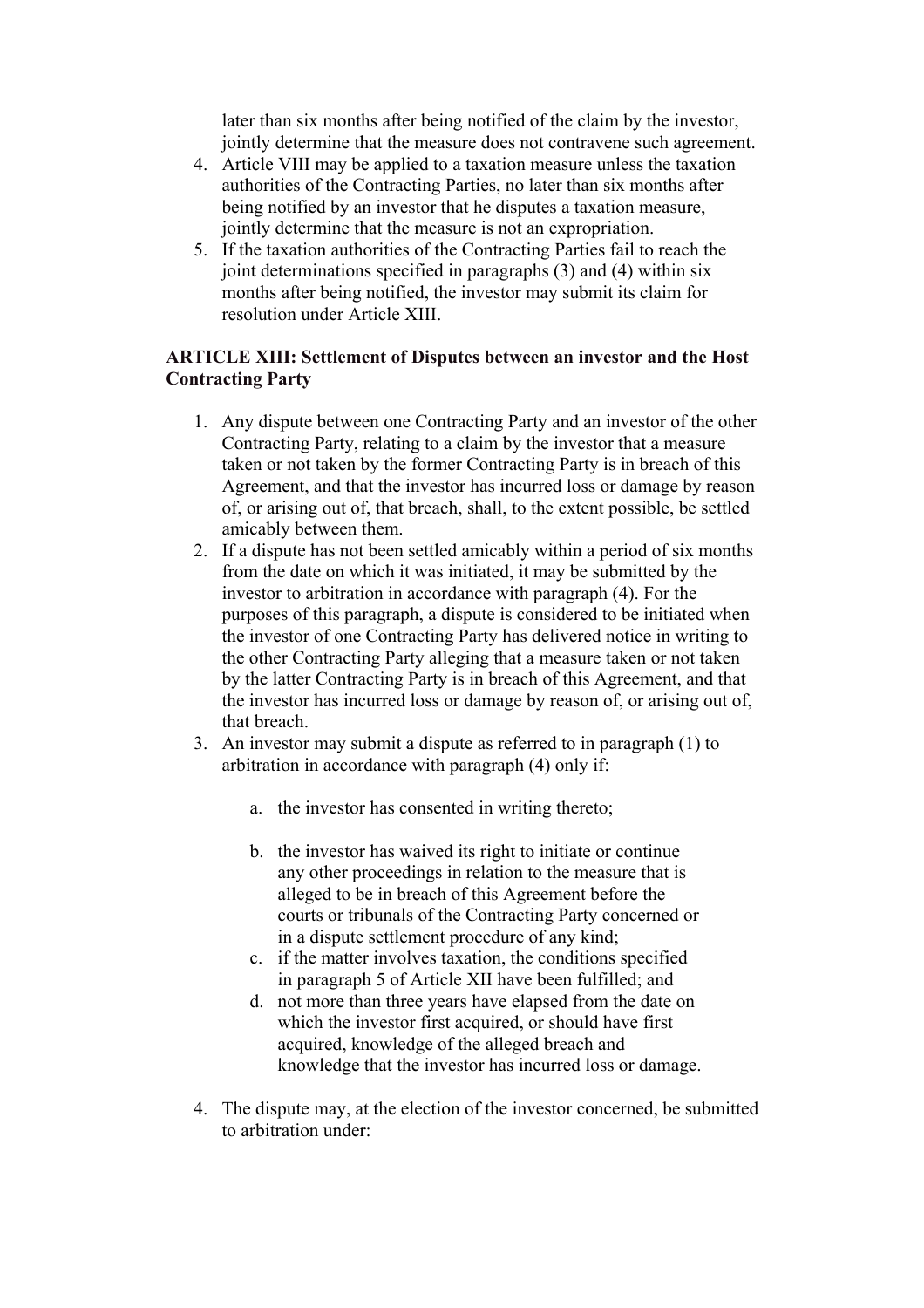later than six months after being notified of the claim by the investor, jointly determine that the measure does not contravene such agreement.

4. Article VIII may be applied to a taxation measure unless the taxation authorities of the Contracting Parties, no later than six months after being notified by an investor that he disputes a taxation measure, jointly determine that the measure is not an expropriation.
5. If the taxation authorities of the Contracting Parties fail to reach the joint determinations specified in paragraphs (3) and (4) within six months after being notified, the investor may submit its claim for resolution under Article XIII.

**ARTICLE XIII: Settlement of Disputes between an investor and the Host Contracting Party**

1. Any dispute between one Contracting Party and an investor of the other Contracting Party, relating to a claim by the investor that a measure taken or not taken by the former Contracting Party is in breach of this Agreement, and that the investor has incurred loss or damage by reason of, or arising out of, that breach, shall, to the extent possible, be settled amicably between them.
2. If a dispute has not been settled amicably within a period of six months from the date on which it was initiated, it may be submitted by the investor to arbitration in accordance with paragraph (4). For the purposes of this paragraph, a dispute is considered to be initiated when the investor of one Contracting Party has delivered notice in writing to the other Contracting Party alleging that a measure taken or not taken by the latter Contracting Party is in breach of this Agreement, and that the investor has incurred loss or damage by reason of, or arising out of, that breach.
3. An investor may submit a dispute as referred to in paragraph (1) to arbitration in accordance with paragraph (4) only if:

   a. the investor has consented in writing thereto;

   b. the investor has waived its right to initiate or continue any other proceedings in relation to the measure that is alleged to be in breach of this Agreement before the courts or tribunals of the Contracting Party concerned or in a dispute settlement procedure of any kind;
   c. if the matter involves taxation, the conditions specified in paragraph 5 of Article XII have been fulfilled; and
   d. not more than three years have elapsed from the date on which the investor first acquired, or should have first acquired, knowledge of the alleged breach and knowledge that the investor has incurred loss or damage.

4. The dispute may, at the election of the investor concerned, be submitted to arbitration under: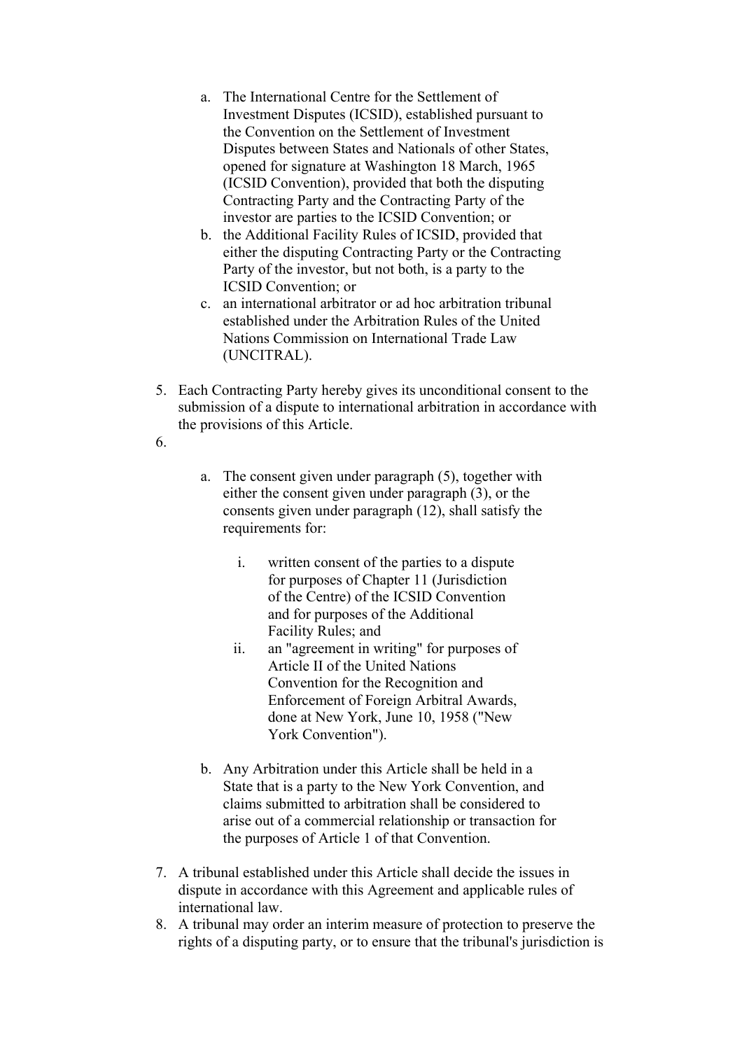a. The International Centre for the Settlement of Investment Disputes (ICSID), established pursuant to the Convention on the Settlement of Investment Disputes between States and Nationals of other States, opened for signature at Washington 18 March, 1965 (ICSID Convention), provided that both the disputing Contracting Party and the Contracting Party of the investor are parties to the ICSID Convention; or
b. the Additional Facility Rules of ICSID, provided that either the disputing Contracting Party or the Contracting Party of the investor, but not both, is a party to the ICSID Convention; or
c. an international arbitrator or ad hoc arbitration tribunal established under the Arbitration Rules of the United Nations Commission on International Trade Law (UNCITRAL).

5. Each Contracting Party hereby gives its unconditional consent to the submission of a dispute to international arbitration in accordance with the provisions of this Article.
6. 
   a. The consent given under paragraph (5), together with either the consent given under paragraph (3), or the consents given under paragraph (12), shall satisfy the requirements for:
      i. written consent of the parties to a dispute for purposes of Chapter 11 (Jurisdiction of the Centre) of the ICSID Convention and for purposes of the Additional Facility Rules; and
      ii. an "agreement in writing" for purposes of Article II of the United Nations Convention for the Recognition and Enforcement of Foreign Arbitral Awards, done at New York, June 10, 1958 ("New York Convention").
   b. Any Arbitration under this Article shall be held in a State that is a party to the New York Convention, and claims submitted to arbitration shall be considered to arise out of a commercial relationship or transaction for the purposes of Article 1 of that Convention.
7. A tribunal established under this Article shall decide the issues in dispute in accordance with this Agreement and applicable rules of international law.
8. A tribunal may order an interim measure of protection to preserve the rights of a disputing party, or to ensure that the tribunal's jurisdiction is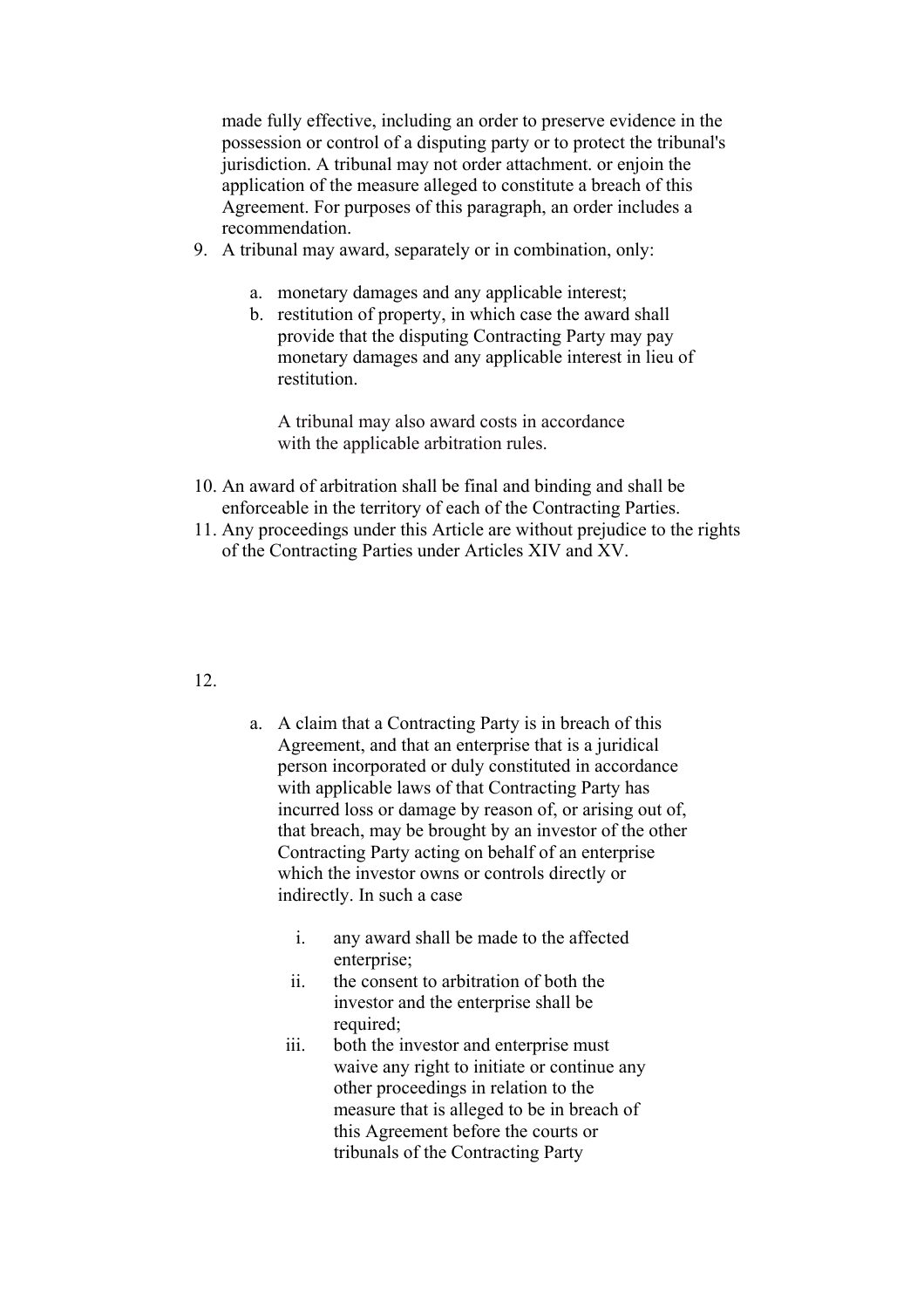made fully effective, including an order to preserve evidence in the possession or control of a disputing party or to protect the tribunal's jurisdiction. A tribunal may not order attachment. or enjoin the application of the measure alleged to constitute a breach of this Agreement. For purposes of this paragraph, an order includes a recommendation.

9. A tribunal may award, separately or in combination, only:

   a. monetary damages and any applicable interest;
   b. restitution of property, in which case the award shall provide that the disputing Contracting Party may pay monetary damages and any applicable interest in lieu of restitution.

      A tribunal may also award costs in accordance with the applicable arbitration rules.

10. An award of arbitration shall be final and binding and shall be enforceable in the territory of each of the Contracting Parties.
11. Any proceedings under this Article are without prejudice to the rights of the Contracting Parties under Articles XIV and XV.

12.

   a. A claim that a Contracting Party is in breach of this Agreement, and that an enterprise that is a juridical person incorporated or duly constituted in accordance with applicable laws of that Contracting Party has incurred loss or damage by reason of, or arising out of, that breach, may be brought by an investor of the other Contracting Party acting on behalf of an enterprise which the investor owns or controls directly or indirectly. In such a case

      i. any award shall be made to the affected enterprise;
      ii. the consent to arbitration of both the investor and the enterprise shall be required;
      iii. both the investor and enterprise must waive any right to initiate or continue any other proceedings in relation to the measure that is alleged to be in breach of this Agreement before the courts or tribunals of the Contracting Party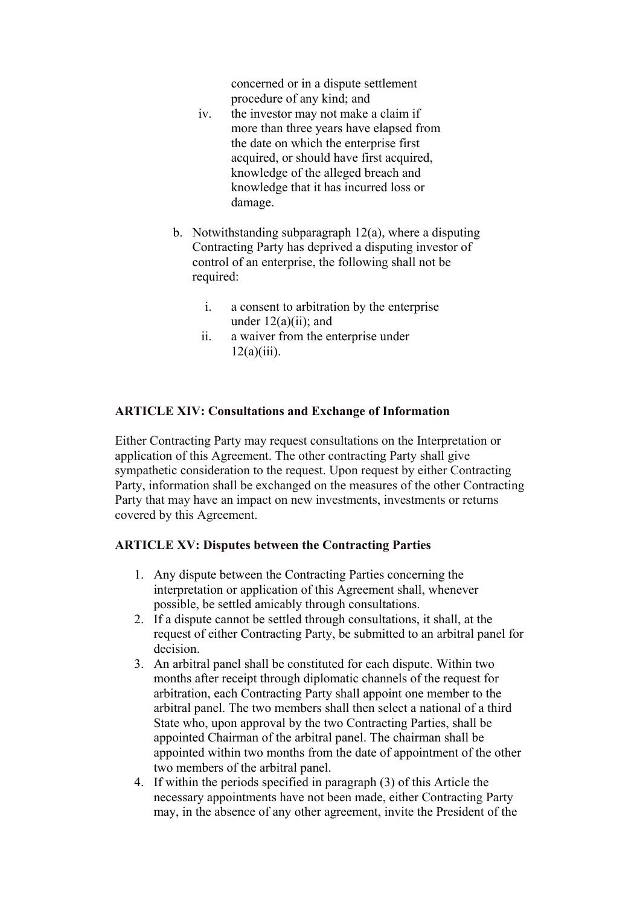concerned or in a dispute settlement procedure of any kind; and

iv. the investor may not make a claim if more than three years have elapsed from the date on which the enterprise first acquired, or should have first acquired, knowledge of the alleged breach and knowledge that it has incurred loss or damage.

b. Notwithstanding subparagraph 12(a), where a disputing Contracting Party has deprived a disputing investor of control of an enterprise, the following shall not be required:

   i. a consent to arbitration by the enterprise under 12(a)(ii); and
   ii. a waiver from the enterprise under 12(a)(iii).

**ARTICLE XIV: Consultations and Exchange of Information**

Either Contracting Party may request consultations on the Interpretation or application of this Agreement. The other contracting Party shall give sympathetic consideration to the request. Upon request by either Contracting Party, information shall be exchanged on the measures of the other Contracting Party that may have an impact on new investments, investments or returns covered by this Agreement.

**ARTICLE XV: Disputes between the Contracting Parties**

1. Any dispute between the Contracting Parties concerning the interpretation or application of this Agreement shall, whenever possible, be settled amicably through consultations.
2. If a dispute cannot be settled through consultations, it shall, at the request of either Contracting Party, be submitted to an arbitral panel for decision.
3. An arbitral panel shall be constituted for each dispute. Within two months after receipt through diplomatic channels of the request for arbitration, each Contracting Party shall appoint one member to the arbitral panel. The two members shall then select a national of a third State who, upon approval by the two Contracting Parties, shall be appointed Chairman of the arbitral panel. The chairman shall be appointed within two months from the date of appointment of the other two members of the arbitral panel.
4. If within the periods specified in paragraph (3) of this Article the necessary appointments have not been made, either Contracting Party may, in the absence of any other agreement, invite the President of the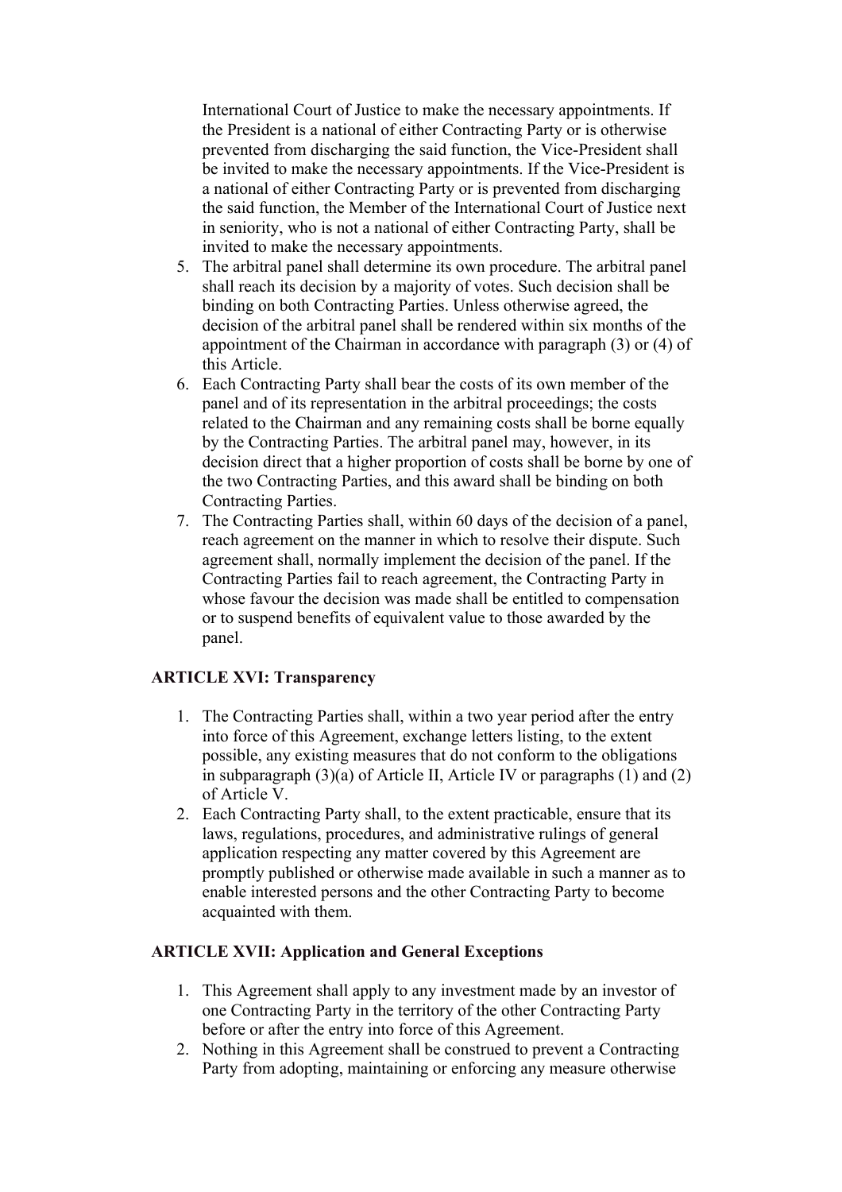International Court of Justice to make the necessary appointments. If the President is a national of either Contracting Party or is otherwise prevented from discharging the said function, the Vice-President shall be invited to make the necessary appointments. If the Vice-President is a national of either Contracting Party or is prevented from discharging the said function, the Member of the International Court of Justice next in seniority, who is not a national of either Contracting Party, shall be invited to make the necessary appointments.

5. The arbitral panel shall determine its own procedure. The arbitral panel shall reach its decision by a majority of votes. Such decision shall be binding on both Contracting Parties. Unless otherwise agreed, the decision of the arbitral panel shall be rendered within six months of the appointment of the Chairman in accordance with paragraph (3) or (4) of this Article.
6. Each Contracting Party shall bear the costs of its own member of the panel and of its representation in the arbitral proceedings; the costs related to the Chairman and any remaining costs shall be borne equally by the Contracting Parties. The arbitral panel may, however, in its decision direct that a higher proportion of costs shall be borne by one of the two Contracting Parties, and this award shall be binding on both Contracting Parties.
7. The Contracting Parties shall, within 60 days of the decision of a panel, reach agreement on the manner in which to resolve their dispute. Such agreement shall, normally implement the decision of the panel. If the Contracting Parties fail to reach agreement, the Contracting Party in whose favour the decision was made shall be entitled to compensation or to suspend benefits of equivalent value to those awarded by the panel.

**ARTICLE XVI: Transparency**

1. The Contracting Parties shall, within a two year period after the entry into force of this Agreement, exchange letters listing, to the extent possible, any existing measures that do not conform to the obligations in subparagraph (3)(a) of Article II, Article IV or paragraphs (1) and (2) of Article V.
2. Each Contracting Party shall, to the extent practicable, ensure that its laws, regulations, procedures, and administrative rulings of general application respecting any matter covered by this Agreement are promptly published or otherwise made available in such a manner as to enable interested persons and the other Contracting Party to become acquainted with them.

**ARTICLE XVII: Application and General Exceptions**

1. This Agreement shall apply to any investment made by an investor of one Contracting Party in the territory of the other Contracting Party before or after the entry into force of this Agreement.
2. Nothing in this Agreement shall be construed to prevent a Contracting Party from adopting, maintaining or enforcing any measure otherwise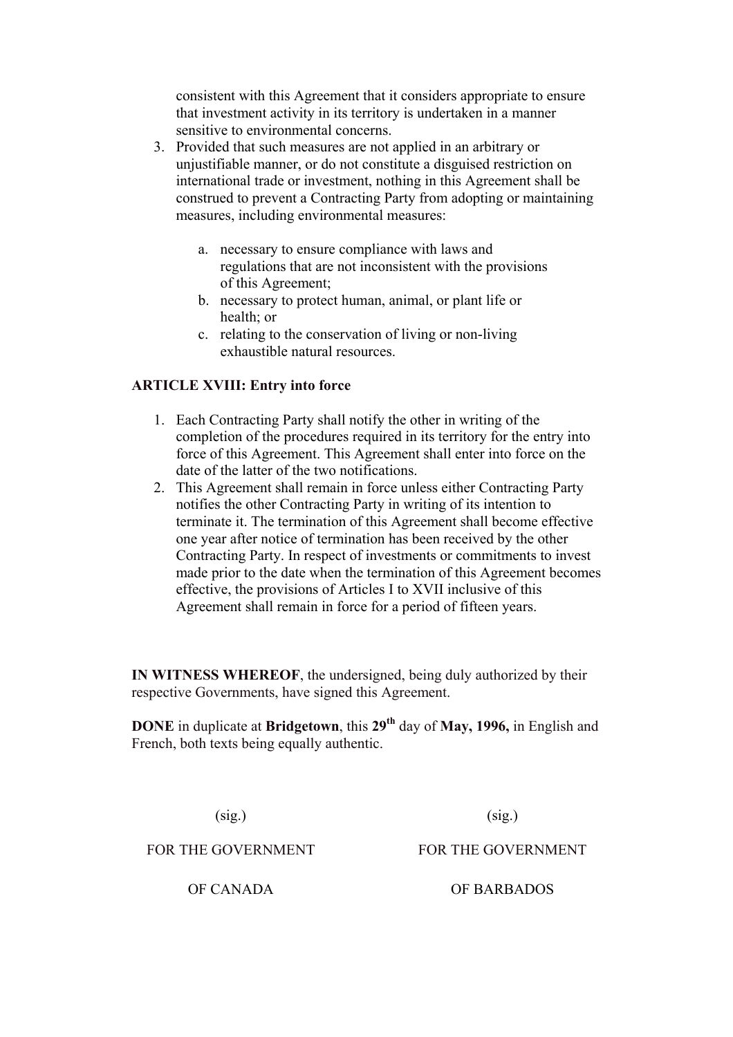consistent with this Agreement that it considers appropriate to ensure that investment activity in its territory is undertaken in a manner sensitive to environmental concerns.

3. Provided that such measures are not applied in an arbitrary or unjustifiable manner, or do not constitute a disguised restriction on international trade or investment, nothing in this Agreement shall be construed to prevent a Contracting Party from adopting or maintaining measures, including environmental measures:

   a. necessary to ensure compliance with laws and regulations that are not inconsistent with the provisions of this Agreement;
   b. necessary to protect human, animal, or plant life or health; or
   c. relating to the conservation of living or non-living exhaustible natural resources.

**ARTICLE XVIII: Entry into force**

1. Each Contracting Party shall notify the other in writing of the completion of the procedures required in its territory for the entry into force of this Agreement. This Agreement shall enter into force on the date of the latter of the two notifications.
2. This Agreement shall remain in force unless either Contracting Party notifies the other Contracting Party in writing of its intention to terminate it. The termination of this Agreement shall become effective one year after notice of termination has been received by the other Contracting Party. In respect of investments or commitments to invest made prior to the date when the termination of this Agreement becomes effective, the provisions of Articles I to XVII inclusive of this Agreement shall remain in force for a period of fifteen years.

**IN WITNESS WHEREOF**, the undersigned, being duly authorized by their respective Governments, have signed this Agreement.

**DONE** in duplicate at **Bridgetown**, this **29th** day of **May, 1996,** in English and French, both texts being equally authentic.

| (sig.) | (sig.) |
|---|---|
| FOR THE GOVERNMENT OF CANADA | FOR THE GOVERNMENT OF BARBADOS |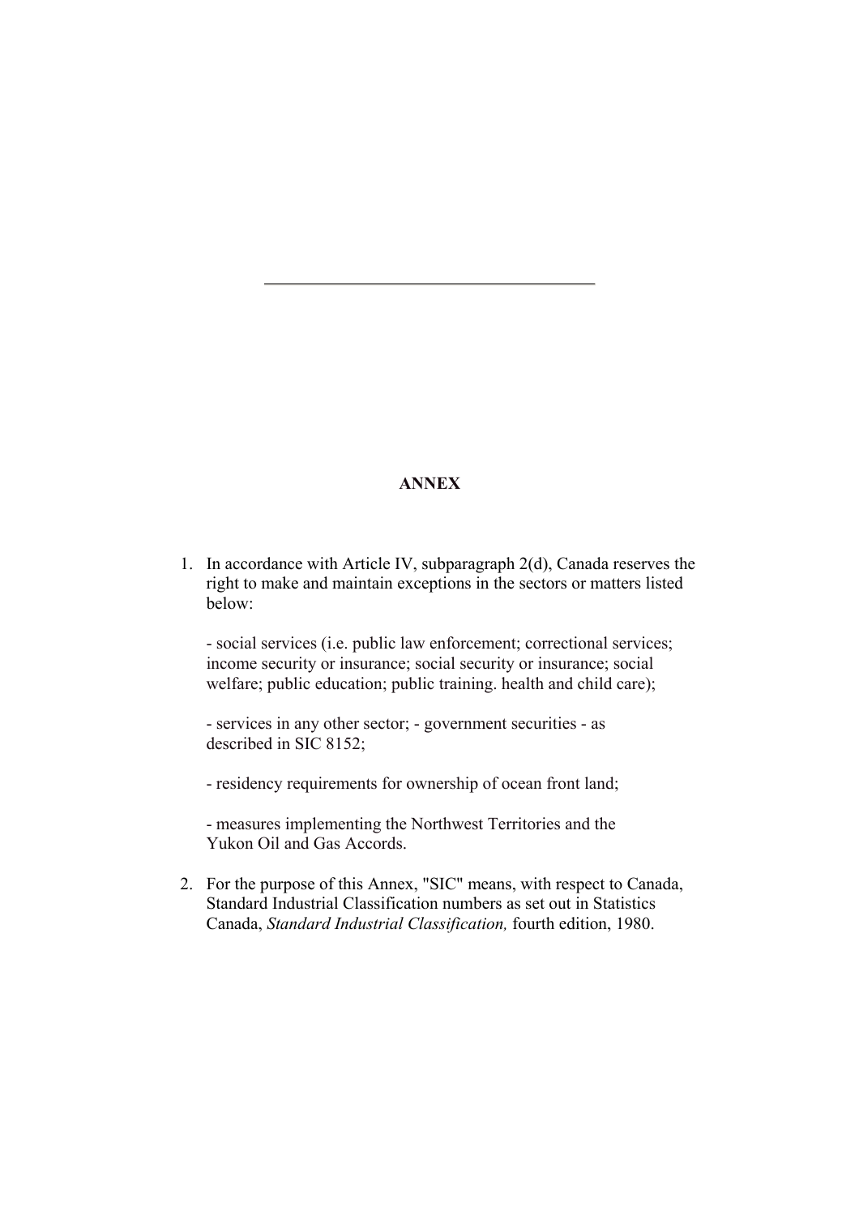## ANNEX

1. In accordance with Article IV, subparagraph 2(d), Canada reserves the right to make and maintain exceptions in the sectors or matters listed below:

   - social services (i.e. public law enforcement; correctional services; income security or insurance; social security or insurance; social welfare; public education; public training. health and child care);

   - services in any other sector; - government securities - as described in SIC 8152;

   - residency requirements for ownership of ocean front land;

   - measures implementing the Northwest Territories and the Yukon Oil and Gas Accords.

2. For the purpose of this Annex, "SIC" means, with respect to Canada, Standard Industrial Classification numbers as set out in Statistics Canada, *Standard Industrial Classification,* fourth edition, 1980.